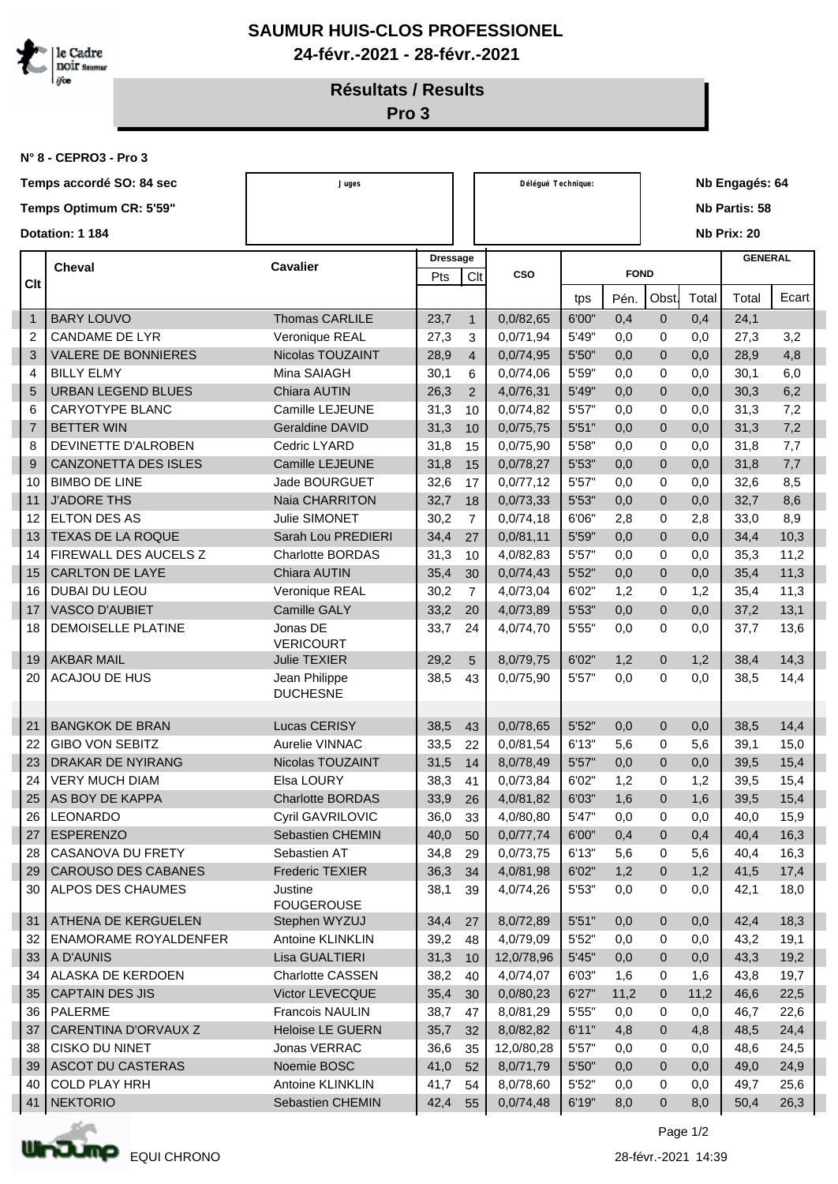# SAUMUR HUIS-CLOS PROFESSIONEL

**24-févr.-2021 - 28-févr.-2021**

## Résultats / Results

## Pro 3

**N° 8 - CEPRO3 - Pro 3**

**Temps accordé SO: 84 sec**

**Temps Optimum CR: 5'59"**

**Dotation: 1 184**

Juges

Délégué Technique:

**Nb Engagés: 64**

**Nb Partis: 58**

**Nb Prix: 20**

| Clt | Cheval | Cavalier | Dressage | | CSO | FOND | | | | GENERAL | |
|---|---|---|---|---|---|---|---|---|---|---|---|
| | | | Pts | Clt | | tps | Pén. | Obst. | Total | Total | Ecart |
| 1 | BARY LOUVO | Thomas CARLILE | 23,7 | 1 | 0,0/82,65 | 6'00" | 0,4 | 0 | 0,4 | 24,1 | |
| 2 | CANDAME DE LYR | Veronique REAL | 27,3 | 3 | 0,0/71,94 | 5'49" | 0,0 | 0 | 0,0 | 27,3 | 3,2 |
| 3 | VALERE DE BONNIERES | Nicolas TOUZAINT | 28,9 | 4 | 0,0/74,95 | 5'50" | 0,0 | 0 | 0,0 | 28,9 | 4,8 |
| 4 | BILLY ELMY | Mina SAIAGH | 30,1 | 6 | 0,0/74,06 | 5'59" | 0,0 | 0 | 0,0 | 30,1 | 6,0 |
| 5 | URBAN LEGEND BLUES | Chiara AUTIN | 26,3 | 2 | 4,0/76,31 | 5'49" | 0,0 | 0 | 0,0 | 30,3 | 6,2 |
| 6 | CARYOTYPE BLANC | Camille LEJEUNE | 31,3 | 10 | 0,0/74,82 | 5'57" | 0,0 | 0 | 0,0 | 31,3 | 7,2 |
| 7 | BETTER WIN | Geraldine DAVID | 31,3 | 10 | 0,0/75,75 | 5'51" | 0,0 | 0 | 0,0 | 31,3 | 7,2 |
| 8 | DEVINETTE D'ALROBEN | Cedric LYARD | 31,8 | 15 | 0,0/75,90 | 5'58" | 0,0 | 0 | 0,0 | 31,8 | 7,7 |
| 9 | CANZONETTA DES ISLES | Camille LEJEUNE | 31,8 | 15 | 0,0/78,27 | 5'53" | 0,0 | 0 | 0,0 | 31,8 | 7,7 |
| 10 | BIMBO DE LINE | Jade BOURGUET | 32,6 | 17 | 0,0/77,12 | 5'57" | 0,0 | 0 | 0,0 | 32,6 | 8,5 |
| 11 | J'ADORE THS | Naia CHARRITON | 32,7 | 18 | 0,0/73,33 | 5'53" | 0,0 | 0 | 0,0 | 32,7 | 8,6 |
| 12 | ELTON DES AS | Julie SIMONET | 30,2 | 7 | 0,0/74,18 | 6'06" | 2,8 | 0 | 2,8 | 33,0 | 8,9 |
| 13 | TEXAS DE LA ROQUE | Sarah Lou PREDIERI | 34,4 | 27 | 0,0/81,11 | 5'59" | 0,0 | 0 | 0,0 | 34,4 | 10,3 |
| 14 | FIREWALL DES AUCELS Z | Charlotte BORDAS | 31,3 | 10 | 4,0/82,83 | 5'57" | 0,0 | 0 | 0,0 | 35,3 | 11,2 |
| 15 | CARLTON DE LAYE | Chiara AUTIN | 35,4 | 30 | 0,0/74,43 | 5'52" | 0,0 | 0 | 0,0 | 35,4 | 11,3 |
| 16 | DUBAI DU LEOU | Veronique REAL | 30,2 | 7 | 4,0/73,04 | 6'02" | 1,2 | 0 | 1,2 | 35,4 | 11,3 |
| 17 | VASCO D'AUBIET | Camille GALY | 33,2 | 20 | 4,0/73,89 | 5'53" | 0,0 | 0 | 0,0 | 37,2 | 13,1 |
| 18 | DEMOISELLE PLATINE | Jonas DE VERICOURT | 33,7 | 24 | 4,0/74,70 | 5'55" | 0,0 | 0 | 0,0 | 37,7 | 13,6 |
| 19 | AKBAR MAIL | Julie TEXIER | 29,2 | 5 | 8,0/79,75 | 6'02" | 1,2 | 0 | 1,2 | 38,4 | 14,3 |
| 20 | ACAJOU DE HUS | Jean Philippe DUCHESNE | 38,5 | 43 | 0,0/75,90 | 5'57" | 0,0 | 0 | 0,0 | 38,5 | 14,4 |
| | | | | | | | | | | | |
| 21 | BANGKOK DE BRAN | Lucas CERISY | 38,5 | 43 | 0,0/78,65 | 5'52" | 0,0 | 0 | 0,0 | 38,5 | 14,4 |
| 22 | GIBO VON SEBITZ | Aurelie VINNAC | 33,5 | 22 | 0,0/81,54 | 6'13" | 5,6 | 0 | 5,6 | 39,1 | 15,0 |
| 23 | DRAKAR DE NYIRANG | Nicolas TOUZAINT | 31,5 | 14 | 8,0/78,49 | 5'57" | 0,0 | 0 | 0,0 | 39,5 | 15,4 |
| 24 | VERY MUCH DIAM | Elsa LOURY | 38,3 | 41 | 0,0/73,84 | 6'02" | 1,2 | 0 | 1,2 | 39,5 | 15,4 |
| 25 | AS BOY DE KAPPA | Charlotte BORDAS | 33,9 | 26 | 4,0/81,82 | 6'03" | 1,6 | 0 | 1,6 | 39,5 | 15,4 |
| 26 | LEONARDO | Cyril GAVRILOVIC | 36,0 | 33 | 4,0/80,80 | 5'47" | 0,0 | 0 | 0,0 | 40,0 | 15,9 |
| 27 | ESPERENZO | Sebastien CHEMIN | 40,0 | 50 | 0,0/77,74 | 6'00" | 0,4 | 0 | 0,4 | 40,4 | 16,3 |
| 28 | CASANOVA DU FRETY | Sebastien AT | 34,8 | 29 | 0,0/73,75 | 6'13" | 5,6 | 0 | 5,6 | 40,4 | 16,3 |
| 29 | CAROUSO DES CABANES | Frederic TEXIER | 36,3 | 34 | 4,0/81,98 | 6'02" | 1,2 | 0 | 1,2 | 41,5 | 17,4 |
| 30 | ALPOS DES CHAUMES | Justine FOUGEROUSE | 38,1 | 39 | 4,0/74,26 | 5'53" | 0,0 | 0 | 0,0 | 42,1 | 18,0 |
| 31 | ATHENA DE KERGUELEN | Stephen WYZUJ | 34,4 | 27 | 8,0/72,89 | 5'51" | 0,0 | 0 | 0,0 | 42,4 | 18,3 |
| 32 | ENAMORAME ROYALDENFER | Antoine KLINKLIN | 39,2 | 48 | 4,0/79,09 | 5'52" | 0,0 | 0 | 0,0 | 43,2 | 19,1 |
| 33 | A D'AUNIS | Lisa GUALTIERI | 31,3 | 10 | 12,0/78,96 | 5'45" | 0,0 | 0 | 0,0 | 43,3 | 19,2 |
| 34 | ALASKA DE KERDOEN | Charlotte CASSEN | 38,2 | 40 | 4,0/74,07 | 6'03" | 1,6 | 0 | 1,6 | 43,8 | 19,7 |
| 35 | CAPTAIN DES JIS | Victor LEVECQUE | 35,4 | 30 | 0,0/80,23 | 6'27" | 11,2 | 0 | 11,2 | 46,6 | 22,5 |
| 36 | PALERME | Francois NAULIN | 38,7 | 47 | 8,0/81,29 | 5'55" | 0,0 | 0 | 0,0 | 46,7 | 22,6 |
| 37 | CARENTINA D'ORVAUX Z | Heloise LE GUERN | 35,7 | 32 | 8,0/82,82 | 6'11" | 4,8 | 0 | 4,8 | 48,5 | 24,4 |
| 38 | CISKO DU NINET | Jonas VERRAC | 36,6 | 35 | 12,0/80,28 | 5'57" | 0,0 | 0 | 0,0 | 48,6 | 24,5 |
| 39 | ASCOT DU CASTERAS | Noemie BOSC | 41,0 | 52 | 8,0/71,79 | 5'50" | 0,0 | 0 | 0,0 | 49,0 | 24,9 |
| 40 | COLD PLAY HRH | Antoine KLINKLIN | 41,7 | 54 | 8,0/78,60 | 5'52" | 0,0 | 0 | 0,0 | 49,7 | 25,6 |
| 41 | NEKTORIO | Sebastien CHEMIN | 42,4 | 55 | 0,0/74,48 | 6'19" | 8,0 | 0 | 8,0 | 50,4 | 26,3 |

EQUI CHRONO

28-févr.-2021 14:39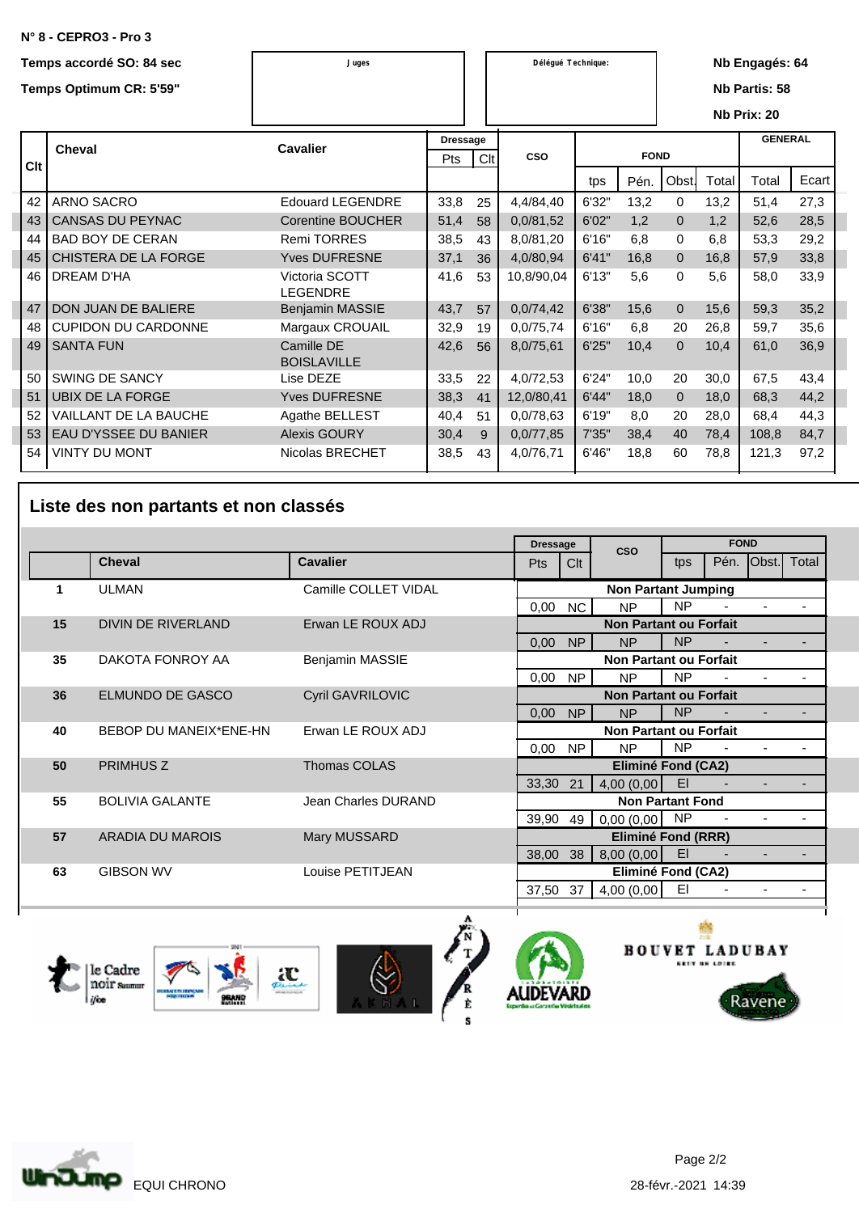**N° 8 - CEPRO3 - Pro 3**

**Temps accordé SO: 84 sec**

**Temps Optimum CR: 5'59"**

Juges

Délégué Technique:

**Nb Engagés: 64**

**Nb Partis: 58**

**Nb Prix: 20**

| Clt | Cheval | Cavalier | Dressage Pts | Dressage Clt | CSO | FOND tps | FOND Pén. | FOND Obst. | FOND Total | GENERAL Total | GENERAL Ecart |
|---|---|---|---|---|---|---|---|---|---|---|---|
| 42 | ARNO SACRO | Edouard LEGENDRE | 33,8 | 25 | 4,4/84,40 | 6'32" | 13,2 | 0 | 13,2 | 51,4 | 27,3 |
| 43 | CANSAS DU PEYNAC | Corentine BOUCHER | 51,4 | 58 | 0,0/81,52 | 6'02" | 1,2 | 0 | 1,2 | 52,6 | 28,5 |
| 44 | BAD BOY DE CERAN | Remi TORRES | 38,5 | 43 | 8,0/81,20 | 6'16" | 6,8 | 0 | 6,8 | 53,3 | 29,2 |
| 45 | CHISTERA DE LA FORGE | Yves DUFRESNE | 37,1 | 36 | 4,0/80,94 | 6'41" | 16,8 | 0 | 16,8 | 57,9 | 33,8 |
| 46 | DREAM D'HA | Victoria SCOTT LEGENDRE | 41,6 | 53 | 10,8/90,04 | 6'13" | 5,6 | 0 | 5,6 | 58,0 | 33,9 |
| 47 | DON JUAN DE BALIERE | Benjamin MASSIE | 43,7 | 57 | 0,0/74,42 | 6'38" | 15,6 | 0 | 15,6 | 59,3 | 35,2 |
| 48 | CUPIDON DU CARDONNE | Margaux CROUAIL | 32,9 | 19 | 0,0/75,74 | 6'16" | 6,8 | 20 | 26,8 | 59,7 | 35,6 |
| 49 | SANTA FUN | Camille DE BOISLAVILLE | 42,6 | 56 | 8,0/75,61 | 6'25" | 10,4 | 0 | 10,4 | 61,0 | 36,9 |
| 50 | SWING DE SANCY | Lise DEZE | 33,5 | 22 | 4,0/72,53 | 6'24" | 10,0 | 20 | 30,0 | 67,5 | 43,4 |
| 51 | UBIX DE LA FORGE | Yves DUFRESNE | 38,3 | 41 | 12,0/80,41 | 6'44" | 18,0 | 0 | 18,0 | 68,3 | 44,2 |
| 52 | VAILLANT DE LA BAUCHE | Agathe BELLEST | 40,4 | 51 | 0,0/78,63 | 6'19" | 8,0 | 20 | 28,0 | 68,4 | 44,3 |
| 53 | EAU D'YSSEE DU BANIER | Alexis GOURY | 30,4 | 9 | 0,0/77,85 | 7'35" | 38,4 | 40 | 78,4 | 108,8 | 84,7 |
| 54 | VINTY DU MONT | Nicolas BRECHET | 38,5 | 43 | 4,0/76,71 | 6'46" | 18,8 | 60 | 78,8 | 121,3 | 97,2 |

## Liste des non partants et non classés

| | Cheval | Cavalier | Dressage Pts | Dressage Clt | CSO | FOND tps | FOND Pén. | FOND Obst. | FOND Total |
|---|---|---|---|---|---|---|---|---|---|
| 1 | ULMAN | Camille COLLET VIDAL | Non Partant Jumping | | | | | | |
| | | | 0,00 | NC | NP | NP | - | - | - |
| 15 | DIVIN DE RIVERLAND | Erwan LE ROUX ADJ | Non Partant ou Forfait | | | | | | |
| | | | 0,00 | NP | NP | NP | - | - | - |
| 35 | DAKOTA FONROY AA | Benjamin MASSIE | Non Partant ou Forfait | | | | | | |
| | | | 0,00 | NP | NP | NP | - | - | - |
| 36 | ELMUNDO DE GASCO | Cyril GAVRILOVIC | Non Partant ou Forfait | | | | | | |
| | | | 0,00 | NP | NP | NP | - | - | - |
| 40 | BEBOP DU MANEIX*ENE-HN | Erwan LE ROUX ADJ | Non Partant ou Forfait | | | | | | |
| | | | 0,00 | NP | NP | NP | - | - | - |
| 50 | PRIMHUS Z | Thomas COLAS | Eliminé Fond (CA2) | | | | | | |
| | | | 33,30 | 21 | 4,00 (0,00 | EI | - | - | - |
| 55 | BOLIVIA GALANTE | Jean Charles DURAND | Non Partant Fond | | | | | | |
| | | | 39,90 | 49 | 0,00 (0,00 | NP | - | - | - |
| 57 | ARADIA DU MAROIS | Mary MUSSARD | Eliminé Fond (RRR) | | | | | | |
| | | | 38,00 | 38 | 8,00 (0,00 | EI | - | - | - |
| 63 | GIBSON WV | Louise PETITJEAN | Eliminé Fond (CA2) | | | | | | |
| | | | 37,50 | 37 | 4,00 (0,00 | EI | - | - | - |

EQUI CHRONO

28-févr.-2021 14:39